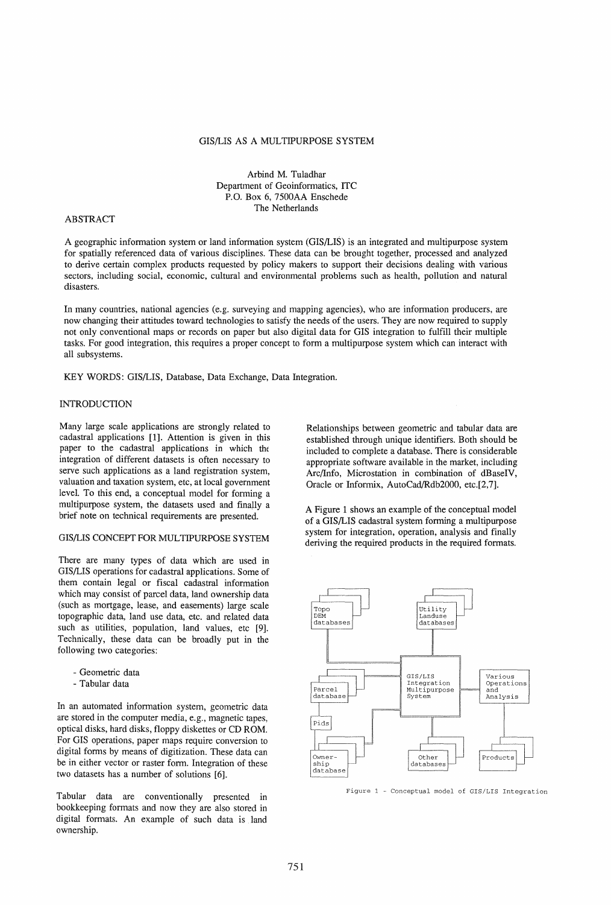# GIS/LIS AS A MULTIPURPOSE SYSTEM

Arbind M. Tuladhar
Department of Geoinformatics, ITC
P.O. Box 6, 7500AA Enschede
The Netherlands

## ABSTRACT

A geographic information system or land information system (GIS/LIS) is an integrated and multipurpose system for spatially referenced data of various disciplines. These data can be brought together, processed and analyzed to derive certain complex products requested by policy makers to support their decisions dealing with various sectors, including social, economic, cultural and environmental problems such as health, pollution and natural disasters.

In many countries, national agencies (e.g. surveying and mapping agencies), who are information producers, are now changing their attitudes toward technologies to satisfy the needs of the users. They are now required to supply not only conventional maps or records on paper but also digital data for GIS integration to fulfill their multiple tasks. For good integration, this requires a proper concept to form a multipurpose system which can interact with all subsystems.

KEY WORDS: GIS/LIS, Database, Data Exchange, Data Integration.

## INTRODUCTION

Many large scale applications are strongly related to cadastral applications [1]. Attention is given in this paper to the cadastral applications in which the integration of different datasets is often necessary to serve such applications as a land registration system, valuation and taxation system, etc, at local government level. To this end, a conceptual model for forming a multipurpose system, the datasets used and finally a brief note on technical requirements are presented.

## GIS/LIS CONCEPT FOR MULTIPURPOSE SYSTEM

There are many types of data which are used in GIS/LIS operations for cadastral applications. Some of them contain legal or fiscal cadastral information which may consist of parcel data, land ownership data (such as mortgage, lease, and easements) large scale topographic data, land use data, etc. and related data such as utilities, population, land values, etc [9]. Technically, these data can be broadly put in the following two categories:

- Geometric data
- Tabular data

In an automated information system, geometric data are stored in the computer media, e.g., magnetic tapes, optical disks, hard disks, floppy diskettes or CD ROM. For GIS operations, paper maps require conversion to digital forms by means of digitization. These data can be in either vector or raster form. Integration of these two datasets has a number of solutions [6].

Tabular data are conventionally presented in bookkeeping formats and now they are also stored in digital formats. An example of such data is land ownership.

Relationships between geometric and tabular data are established through unique identifiers. Both should be included to complete a database. There is considerable appropriate software available in the market, including Arc/Info, Microstation in combination of dBaseIV, Oracle or Informix, AutoCad/Rdb2000, etc.[2,7].

A Figure 1 shows an example of the conceptual model of a GIS/LIS cadastral system forming a multipurpose system for integration, operation, analysis and finally deriving the required products in the required formats.

Figure 1 - Conceptual model of GIS/LIS Integration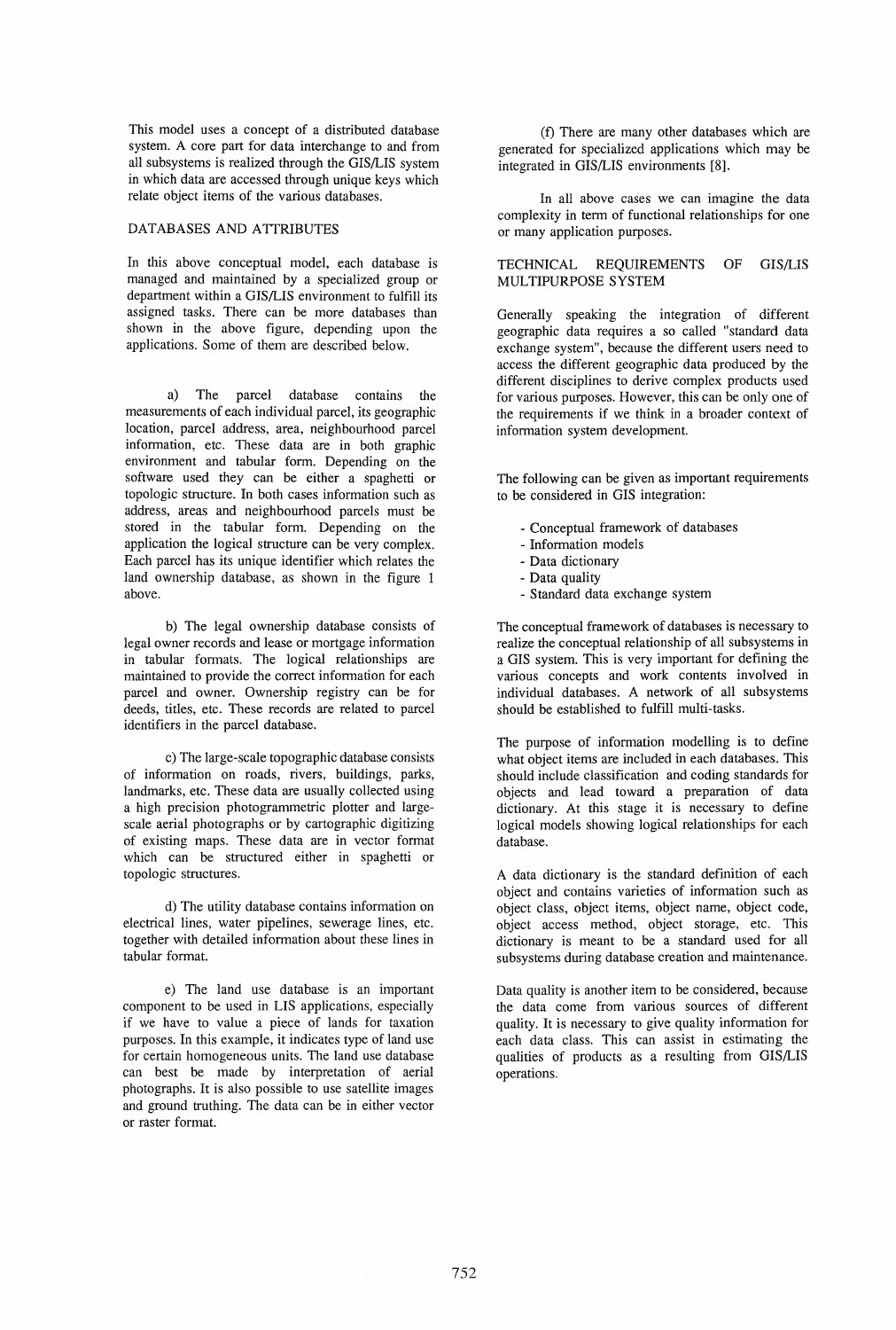This model uses a concept of a distributed database system. A core part for data interchange to and from all subsystems is realized through the GIS/LIS system in which data are accessed through unique keys which relate object items of the various databases.

## DATABASES AND ATTRIBUTES

In this above conceptual model, each database is managed and maintained by a specialized group or department within a GIS/LIS environment to fulfill its assigned tasks. There can be more databases than shown in the above figure, depending upon the applications. Some of them are described below.

a) The parcel database contains the measurements of each individual parcel, its geographic location, parcel address, area, neighbourhood parcel information, etc. These data are in both graphic environment and tabular form. Depending on the software used they can be either a spaghetti or topologic structure. In both cases information such as address, areas and neighbourhood parcels must be stored in the tabular form. Depending on the application the logical structure can be very complex. Each parcel has its unique identifier which relates the land ownership database, as shown in the figure 1 above.

b) The legal ownership database consists of legal owner records and lease or mortgage information in tabular formats. The logical relationships are maintained to provide the correct information for each parcel and owner. Ownership registry can be for deeds, titles, etc. These records are related to parcel identifiers in the parcel database.

c) The large-scale topographic database consists of information on roads, rivers, buildings, parks, landmarks, etc. These data are usually collected using a high precision photogrammetric plotter and large-scale aerial photographs or by cartographic digitizing of existing maps. These data are in vector format which can be structured either in spaghetti or topologic structures.

d) The utility database contains information on electrical lines, water pipelines, sewerage lines, etc. together with detailed information about these lines in tabular format.

e) The land use database is an important component to be used in LIS applications, especially if we have to value a piece of lands for taxation purposes. In this example, it indicates type of land use for certain homogeneous units. The land use database can best be made by interpretation of aerial photographs. It is also possible to use satellite images and ground truthing. The data can be in either vector or raster format.

(f) There are many other databases which are generated for specialized applications which may be integrated in GIS/LIS environments [8].

In all above cases we can imagine the data complexity in term of functional relationships for one or many application purposes.

## TECHNICAL REQUIREMENTS OF GIS/LIS MULTIPURPOSE SYSTEM

Generally speaking the integration of different geographic data requires a so called "standard data exchange system", because the different users need to access the different geographic data produced by the different disciplines to derive complex products used for various purposes. However, this can be only one of the requirements if we think in a broader context of information system development.

The following can be given as important requirements to be considered in GIS integration:

- Conceptual framework of databases
- Information models
- Data dictionary
- Data quality
- Standard data exchange system

The conceptual framework of databases is necessary to realize the conceptual relationship of all subsystems in a GIS system. This is very important for defining the various concepts and work contents involved in individual databases. A network of all subsystems should be established to fulfill multi-tasks.

The purpose of information modelling is to define what object items are included in each databases. This should include classification and coding standards for objects and lead toward a preparation of data dictionary. At this stage it is necessary to define logical models showing logical relationships for each database.

A data dictionary is the standard definition of each object and contains varieties of information such as object class, object items, object name, object code, object access method, object storage, etc. This dictionary is meant to be a standard used for all subsystems during database creation and maintenance.

Data quality is another item to be considered, because the data come from various sources of different quality. It is necessary to give quality information for each data class. This can assist in estimating the qualities of products as a resulting from GIS/LIS operations.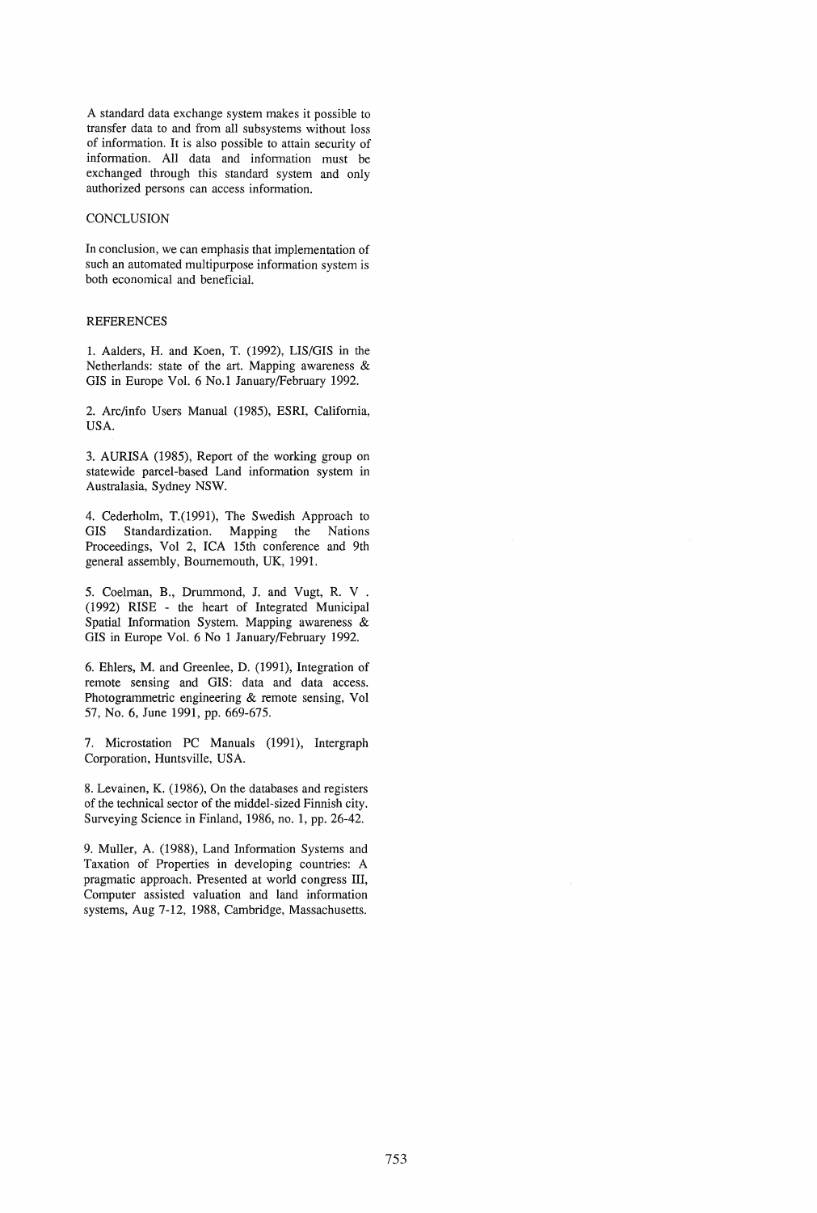A standard data exchange system makes it possible to transfer data to and from all subsystems without loss of information. It is also possible to attain security of information. All data and information must be exchanged through this standard system and only authorized persons can access information.

## CONCLUSION

In conclusion, we can emphasis that implementation of such an automated multipurpose information system is both economical and beneficial.

## REFERENCES

1. Aalders, H. and Koen, T. (1992), LIS/GIS in the Netherlands: state of the art. Mapping awareness & GIS in Europe Vol. 6 No.1 January/February 1992.

2. Arc/info Users Manual (1985), ESRI, California, USA.

3. AURISA (1985), Report of the working group on statewide parcel-based Land information system in Australasia, Sydney NSW.

4. Cederholm, T.(1991), The Swedish Approach to GIS Standardization. Mapping the Nations Proceedings, Vol 2, ICA 15th conference and 9th general assembly, Bournemouth, UK, 1991.

5. Coelman, B., Drummond, J. and Vugt, R. V . (1992) RISE - the heart of Integrated Municipal Spatial Information System. Mapping awareness & GIS in Europe Vol. 6 No 1 January/February 1992.

6. Ehlers, M. and Greenlee, D. (1991), Integration of remote sensing and GIS: data and data access. Photogrammetric engineering & remote sensing, Vol 57, No. 6, June 1991, pp. 669-675.

7. Microstation PC Manuals (1991), Intergraph Corporation, Huntsville, USA.

8. Levainen, K. (1986), On the databases and registers of the technical sector of the middel-sized Finnish city. Surveying Science in Finland, 1986, no. 1, pp. 26-42.

9. Muller, A. (1988), Land Information Systems and Taxation of Properties in developing countries: A pragmatic approach. Presented at world congress III, Computer assisted valuation and land information systems, Aug 7-12, 1988, Cambridge, Massachusetts.